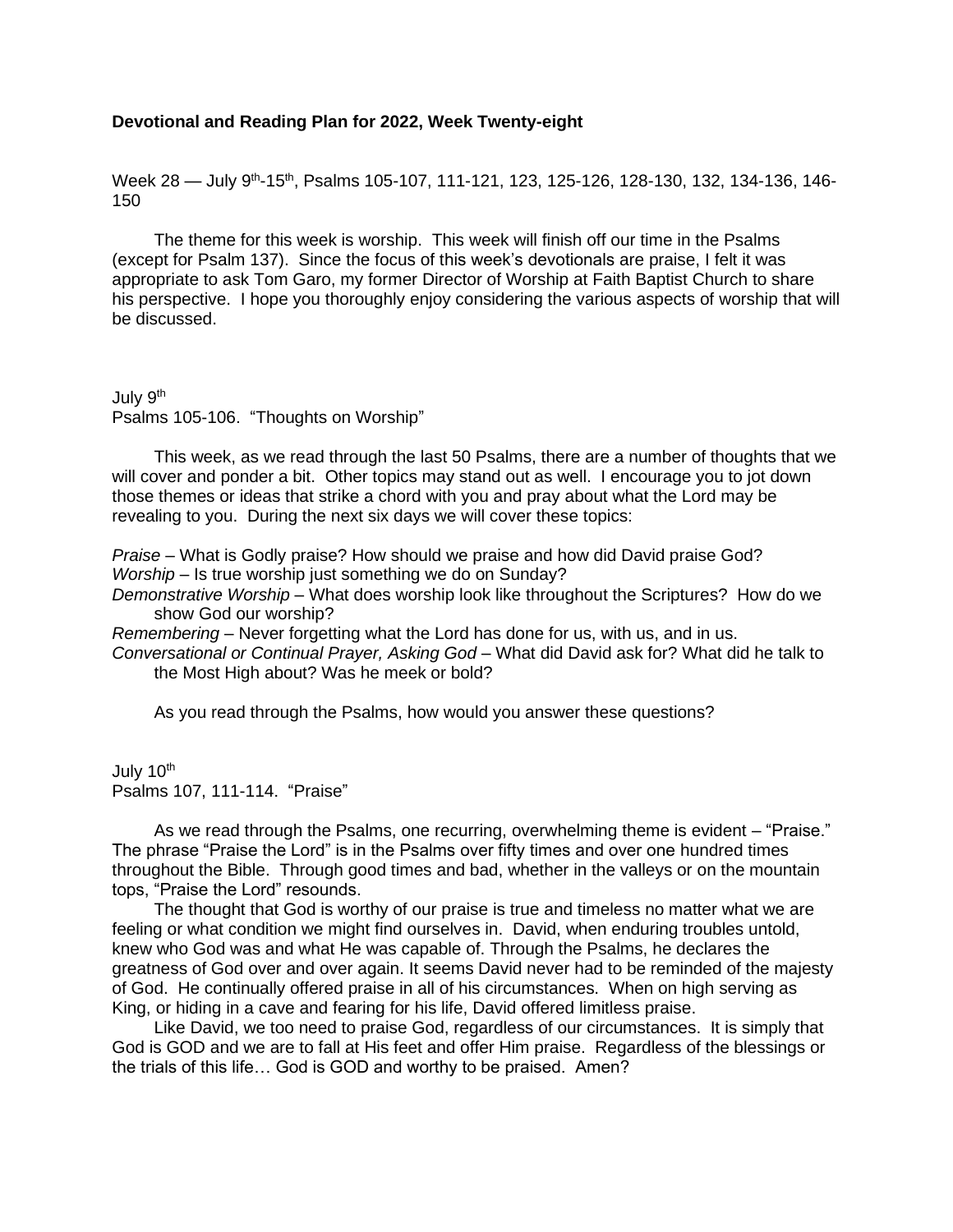**Devotional and Reading Plan for 2022, Week Twenty-eight**

Week 28 — July 9th-15th, Psalms 105-107, 111-121, 123, 125-126, 128-130, 132, 134-136, 146-150

The theme for this week is worship. This week will finish off our time in the Psalms (except for Psalm 137). Since the focus of this week's devotionals are praise, I felt it was appropriate to ask Tom Garo, my former Director of Worship at Faith Baptist Church to share his perspective. I hope you thoroughly enjoy considering the various aspects of worship that will be discussed.

July 9th
Psalms 105-106. "Thoughts on Worship"

This week, as we read through the last 50 Psalms, there are a number of thoughts that we will cover and ponder a bit. Other topics may stand out as well. I encourage you to jot down those themes or ideas that strike a chord with you and pray about what the Lord may be revealing to you. During the next six days we will cover these topics:

*Praise* – What is Godly praise? How should we praise and how did David praise God?
*Worship* – Is true worship just something we do on Sunday?
*Demonstrative Worship* – What does worship look like throughout the Scriptures? How do we show God our worship?
*Remembering* – Never forgetting what the Lord has done for us, with us, and in us.
*Conversational or Continual Prayer, Asking God* – What did David ask for? What did he talk to the Most High about? Was he meek or bold?

As you read through the Psalms, how would you answer these questions?

July 10th
Psalms 107, 111-114. "Praise"

As we read through the Psalms, one recurring, overwhelming theme is evident – "Praise." The phrase "Praise the Lord" is in the Psalms over fifty times and over one hundred times throughout the Bible. Through good times and bad, whether in the valleys or on the mountain tops, "Praise the Lord" resounds.

The thought that God is worthy of our praise is true and timeless no matter what we are feeling or what condition we might find ourselves in. David, when enduring troubles untold, knew who God was and what He was capable of. Through the Psalms, he declares the greatness of God over and over again. It seems David never had to be reminded of the majesty of God. He continually offered praise in all of his circumstances. When on high serving as King, or hiding in a cave and fearing for his life, David offered limitless praise.

Like David, we too need to praise God, regardless of our circumstances. It is simply that God is GOD and we are to fall at His feet and offer Him praise. Regardless of the blessings or the trials of this life… God is GOD and worthy to be praised. Amen?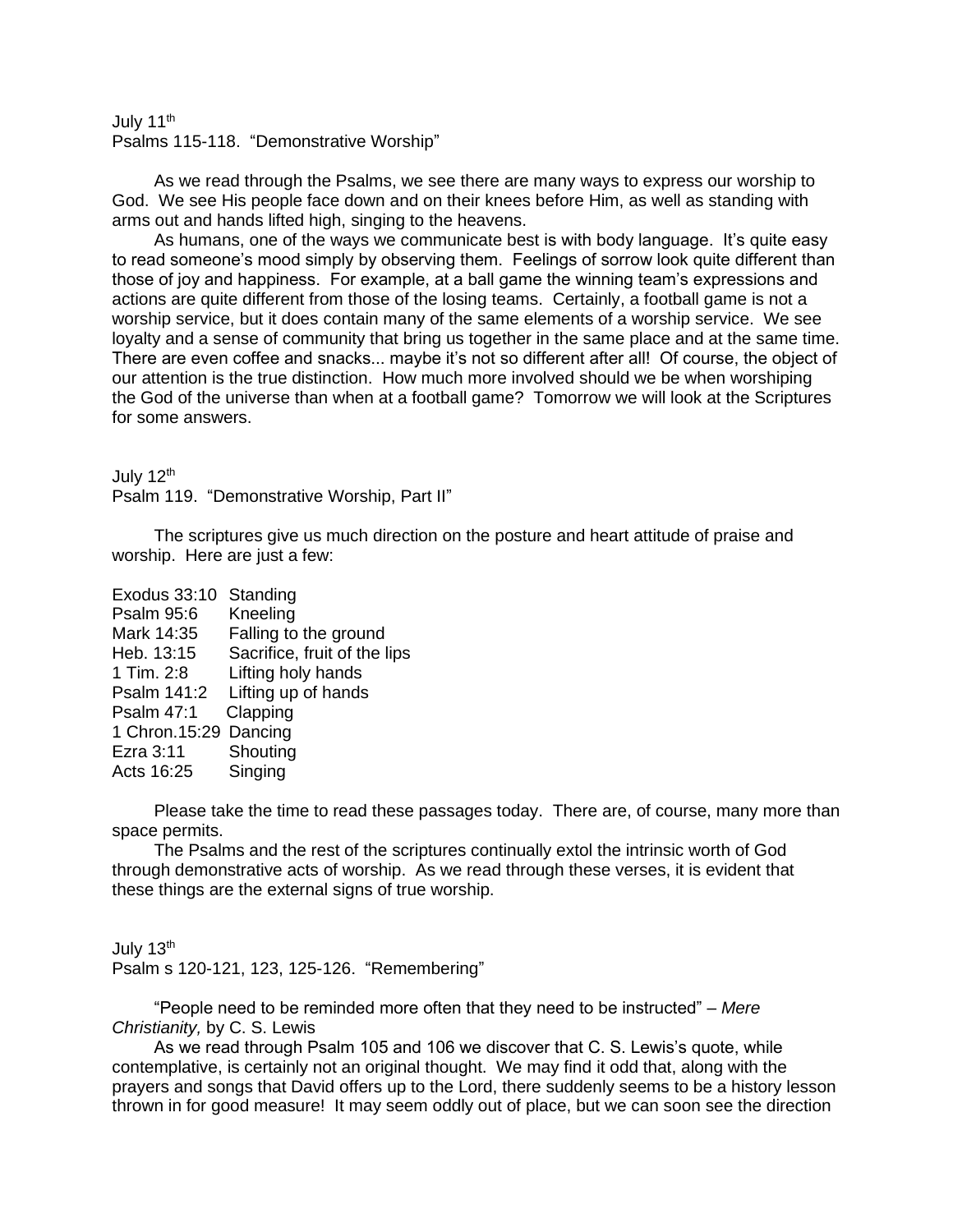July 11th
Psalms 115-118. "Demonstrative Worship"

As we read through the Psalms, we see there are many ways to express our worship to God. We see His people face down and on their knees before Him, as well as standing with arms out and hands lifted high, singing to the heavens.

As humans, one of the ways we communicate best is with body language. It's quite easy to read someone's mood simply by observing them. Feelings of sorrow look quite different than those of joy and happiness. For example, at a ball game the winning team's expressions and actions are quite different from those of the losing teams. Certainly, a football game is not a worship service, but it does contain many of the same elements of a worship service. We see loyalty and a sense of community that bring us together in the same place and at the same time. There are even coffee and snacks... maybe it's not so different after all! Of course, the object of our attention is the true distinction. How much more involved should we be when worshiping the God of the universe than when at a football game? Tomorrow we will look at the Scriptures for some answers.

July 12th
Psalm 119. "Demonstrative Worship, Part II"

The scriptures give us much direction on the posture and heart attitude of praise and worship. Here are just a few:

Exodus 33:10 Standing
Psalm 95:6 Kneeling
Mark 14:35 Falling to the ground
Heb. 13:15 Sacrifice, fruit of the lips
1 Tim. 2:8 Lifting holy hands
Psalm 141:2 Lifting up of hands
Psalm 47:1 Clapping
1 Chron.15:29 Dancing
Ezra 3:11 Shouting
Acts 16:25 Singing

Please take the time to read these passages today. There are, of course, many more than space permits.

The Psalms and the rest of the scriptures continually extol the intrinsic worth of God through demonstrative acts of worship. As we read through these verses, it is evident that these things are the external signs of true worship.

July 13th
Psalm s 120-121, 123, 125-126. "Remembering"

"People need to be reminded more often that they need to be instructed" – *Mere Christianity,* by C. S. Lewis

As we read through Psalm 105 and 106 we discover that C. S. Lewis's quote, while contemplative, is certainly not an original thought. We may find it odd that, along with the prayers and songs that David offers up to the Lord, there suddenly seems to be a history lesson thrown in for good measure! It may seem oddly out of place, but we can soon see the direction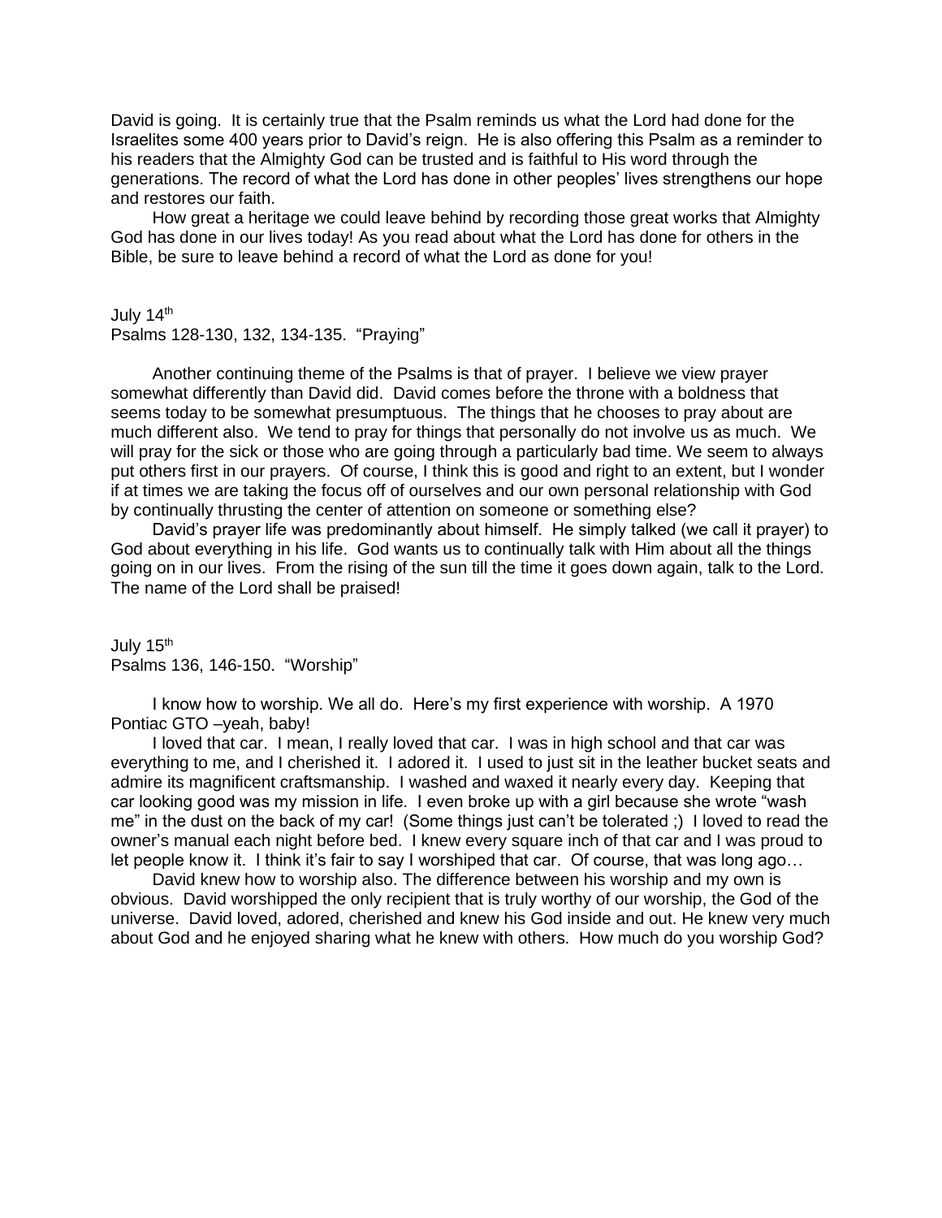David is going. It is certainly true that the Psalm reminds us what the Lord had done for the Israelites some 400 years prior to David's reign. He is also offering this Psalm as a reminder to his readers that the Almighty God can be trusted and is faithful to His word through the generations. The record of what the Lord has done in other peoples' lives strengthens our hope and restores our faith.

How great a heritage we could leave behind by recording those great works that Almighty God has done in our lives today! As you read about what the Lord has done for others in the Bible, be sure to leave behind a record of what the Lord as done for you!

July 14th
Psalms 128-130, 132, 134-135. "Praying"

Another continuing theme of the Psalms is that of prayer. I believe we view prayer somewhat differently than David did. David comes before the throne with a boldness that seems today to be somewhat presumptuous. The things that he chooses to pray about are much different also. We tend to pray for things that personally do not involve us as much. We will pray for the sick or those who are going through a particularly bad time. We seem to always put others first in our prayers. Of course, I think this is good and right to an extent, but I wonder if at times we are taking the focus off of ourselves and our own personal relationship with God by continually thrusting the center of attention on someone or something else?

David's prayer life was predominantly about himself. He simply talked (we call it prayer) to God about everything in his life. God wants us to continually talk with Him about all the things going on in our lives. From the rising of the sun till the time it goes down again, talk to the Lord. The name of the Lord shall be praised!

July 15th
Psalms 136, 146-150. "Worship"

I know how to worship. We all do. Here's my first experience with worship. A 1970 Pontiac GTO –yeah, baby!

I loved that car. I mean, I really loved that car. I was in high school and that car was everything to me, and I cherished it. I adored it. I used to just sit in the leather bucket seats and admire its magnificent craftsmanship. I washed and waxed it nearly every day. Keeping that car looking good was my mission in life. I even broke up with a girl because she wrote "wash me" in the dust on the back of my car! (Some things just can't be tolerated ;) I loved to read the owner's manual each night before bed. I knew every square inch of that car and I was proud to let people know it. I think it's fair to say I worshiped that car. Of course, that was long ago…

David knew how to worship also. The difference between his worship and my own is obvious. David worshipped the only recipient that is truly worthy of our worship, the God of the universe. David loved, adored, cherished and knew his God inside and out. He knew very much about God and he enjoyed sharing what he knew with others. How much do you worship God?